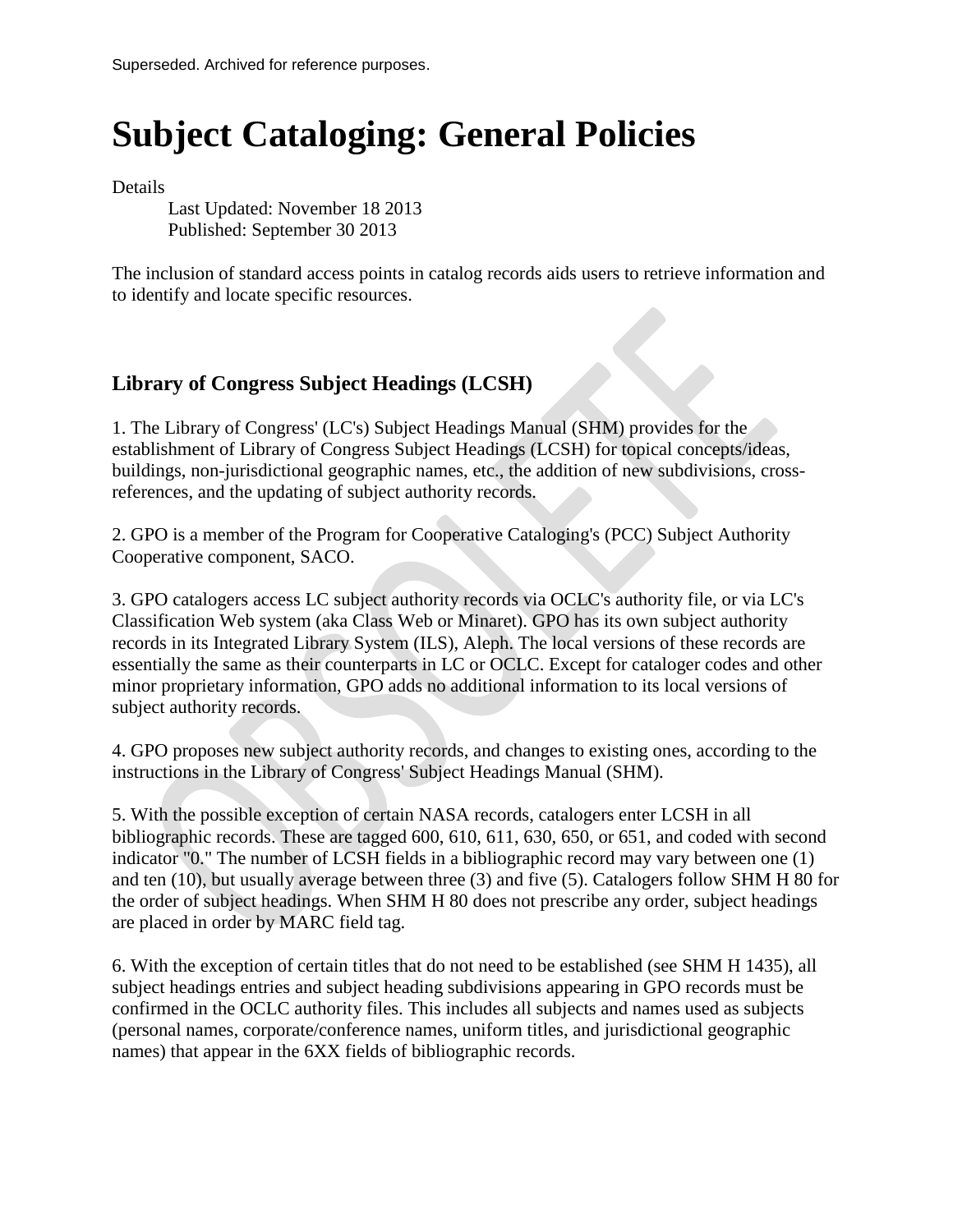Superseded. Archived for reference purposes.

# Subject Cataloging: General Policies

Details
Last Updated: November 18 2013
Published: September 30 2013

The inclusion of standard access points in catalog records aids users to retrieve information and to identify and locate specific resources.

## Library of Congress Subject Headings (LCSH)

1. The Library of Congress' (LC's) Subject Headings Manual (SHM) provides for the establishment of Library of Congress Subject Headings (LCSH) for topical concepts/ideas, buildings, non-jurisdictional geographic names, etc., the addition of new subdivisions, cross-references, and the updating of subject authority records.

2. GPO is a member of the Program for Cooperative Cataloging's (PCC) Subject Authority Cooperative component, SACO.

3. GPO catalogers access LC subject authority records via OCLC's authority file, or via LC's Classification Web system (aka Class Web or Minaret). GPO has its own subject authority records in its Integrated Library System (ILS), Aleph. The local versions of these records are essentially the same as their counterparts in LC or OCLC. Except for cataloger codes and other minor proprietary information, GPO adds no additional information to its local versions of subject authority records.

4. GPO proposes new subject authority records, and changes to existing ones, according to the instructions in the Library of Congress' Subject Headings Manual (SHM).

5. With the possible exception of certain NASA records, catalogers enter LCSH in all bibliographic records. These are tagged 600, 610, 611, 630, 650, or 651, and coded with second indicator "0." The number of LCSH fields in a bibliographic record may vary between one (1) and ten (10), but usually average between three (3) and five (5). Catalogers follow SHM H 80 for the order of subject headings. When SHM H 80 does not prescribe any order, subject headings are placed in order by MARC field tag.

6. With the exception of certain titles that do not need to be established (see SHM H 1435), all subject headings entries and subject heading subdivisions appearing in GPO records must be confirmed in the OCLC authority files. This includes all subjects and names used as subjects (personal names, corporate/conference names, uniform titles, and jurisdictional geographic names) that appear in the 6XX fields of bibliographic records.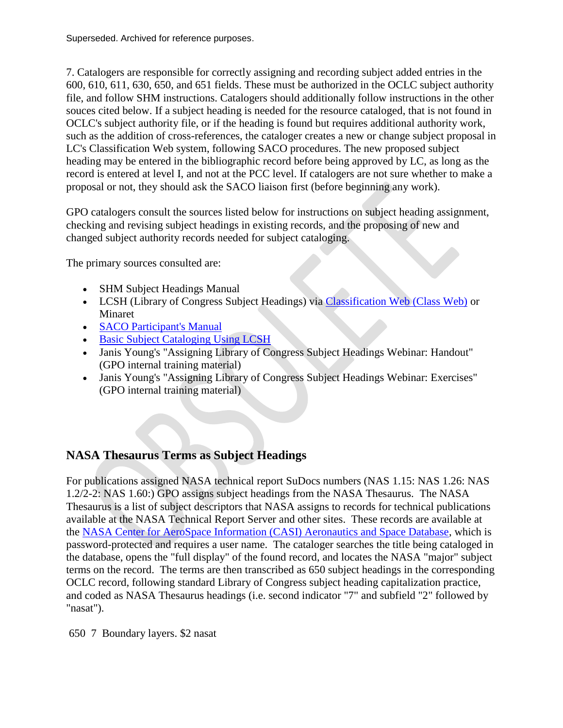7. Catalogers are responsible for correctly assigning and recording subject added entries in the 600, 610, 611, 630, 650, and 651 fields. These must be authorized in the OCLC subject authority file, and follow SHM instructions. Catalogers should additionally follow instructions in the other souces cited below. If a subject heading is needed for the resource cataloged, that is not found in OCLC's subject authority file, or if the heading is found but requires additional authority work, such as the addition of cross-references, the cataloger creates a new or change subject proposal in LC's Classification Web system, following SACO procedures. The new proposed subject heading may be entered in the bibliographic record before being approved by LC, as long as the record is entered at level I, and not at the PCC level. If catalogers are not sure whether to make a proposal or not, they should ask the SACO liaison first (before beginning any work).

GPO catalogers consult the sources listed below for instructions on subject heading assignment, checking and revising subject headings in existing records, and the proposing of new and changed subject authority records needed for subject cataloging.

The primary sources consulted are:

- SHM Subject Headings Manual
- LCSH (Library of Congress Subject Headings) via Classification Web (Class Web) or Minaret
- SACO Participant's Manual
- Basic Subject Cataloging Using LCSH
- Janis Young's "Assigning Library of Congress Subject Headings Webinar: Handout" (GPO internal training material)
- Janis Young's "Assigning Library of Congress Subject Headings Webinar: Exercises" (GPO internal training material)

## NASA Thesaurus Terms as Subject Headings

For publications assigned NASA technical report SuDocs numbers (NAS 1.15: NAS 1.26: NAS 1.2/2-2: NAS 1.60:) GPO assigns subject headings from the NASA Thesaurus. The NASA Thesaurus is a list of subject descriptors that NASA assigns to records for technical publications available at the NASA Technical Report Server and other sites. These records are available at the NASA Center for AeroSpace Information (CASI) Aeronautics and Space Database, which is password-protected and requires a user name. The cataloger searches the title being cataloged in the database, opens the "full display" of the found record, and locates the NASA "major" subject terms on the record. The terms are then transcribed as 650 subject headings in the corresponding OCLC record, following standard Library of Congress subject heading capitalization practice, and coded as NASA Thesaurus headings (i.e. second indicator "7" and subfield "2" followed by "nasat").

650 7 Boundary layers. $2 nasat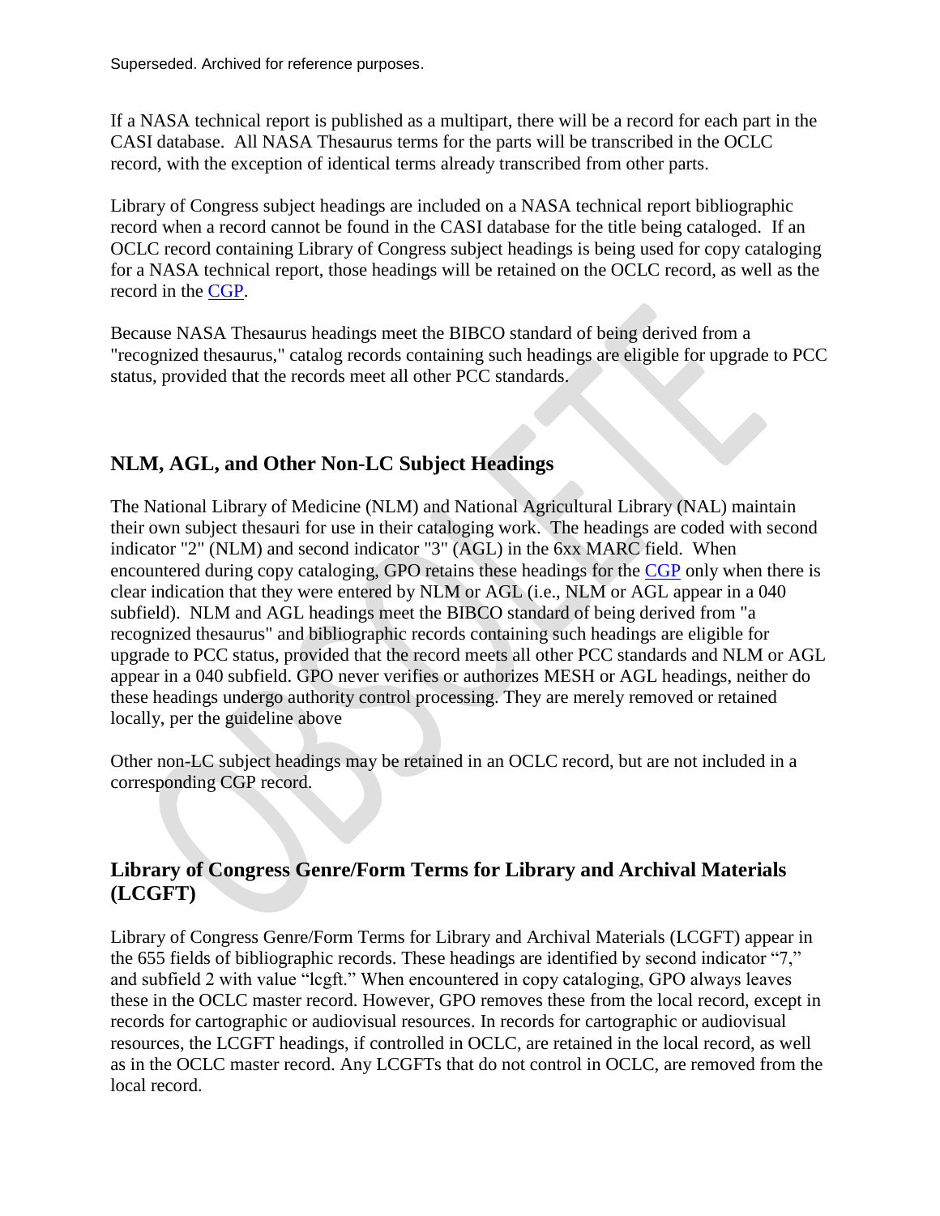If a NASA technical report is published as a multipart, there will be a record for each part in the CASI database. All NASA Thesaurus terms for the parts will be transcribed in the OCLC record, with the exception of identical terms already transcribed from other parts.

Library of Congress subject headings are included on a NASA technical report bibliographic record when a record cannot be found in the CASI database for the title being cataloged. If an OCLC record containing Library of Congress subject headings is being used for copy cataloging for a NASA technical report, those headings will be retained on the OCLC record, as well as the record in the CGP.

Because NASA Thesaurus headings meet the BIBCO standard of being derived from a "recognized thesaurus," catalog records containing such headings are eligible for upgrade to PCC status, provided that the records meet all other PCC standards.

## NLM, AGL, and Other Non-LC Subject Headings

The National Library of Medicine (NLM) and National Agricultural Library (NAL) maintain their own subject thesauri for use in their cataloging work. The headings are coded with second indicator "2" (NLM) and second indicator "3" (AGL) in the 6xx MARC field. When encountered during copy cataloging, GPO retains these headings for the CGP only when there is clear indication that they were entered by NLM or AGL (i.e., NLM or AGL appear in a 040 subfield). NLM and AGL headings meet the BIBCO standard of being derived from "a recognized thesaurus" and bibliographic records containing such headings are eligible for upgrade to PCC status, provided that the record meets all other PCC standards and NLM or AGL appear in a 040 subfield. GPO never verifies or authorizes MESH or AGL headings, neither do these headings undergo authority control processing. They are merely removed or retained locally, per the guideline above

Other non-LC subject headings may be retained in an OCLC record, but are not included in a corresponding CGP record.

## Library of Congress Genre/Form Terms for Library and Archival Materials (LCGFT)

Library of Congress Genre/Form Terms for Library and Archival Materials (LCGFT) appear in the 655 fields of bibliographic records. These headings are identified by second indicator "7," and subfield 2 with value "lcgft." When encountered in copy cataloging, GPO always leaves these in the OCLC master record. However, GPO removes these from the local record, except in records for cartographic or audiovisual resources. In records for cartographic or audiovisual resources, the LCGFT headings, if controlled in OCLC, are retained in the local record, as well as in the OCLC master record. Any LCGFTs that do not control in OCLC, are removed from the local record.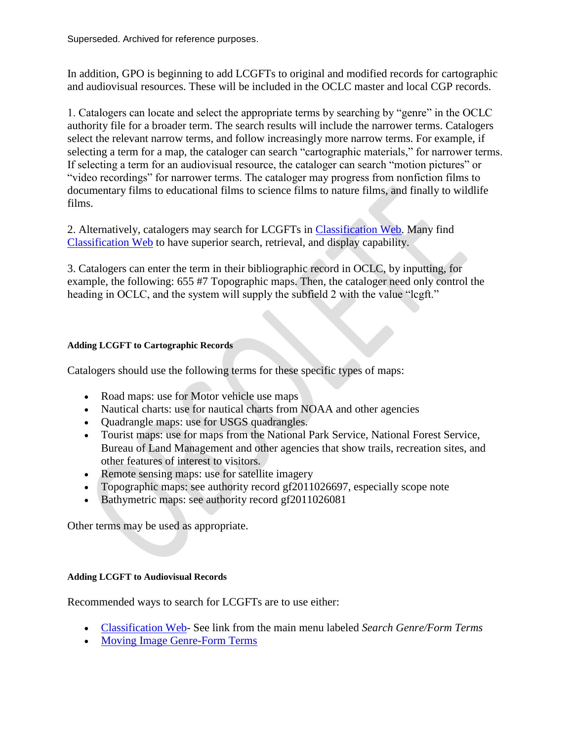In addition, GPO is beginning to add LCGFTs to original and modified records for cartographic and audiovisual resources. These will be included in the OCLC master and local CGP records.

1. Catalogers can locate and select the appropriate terms by searching by "genre" in the OCLC authority file for a broader term. The search results will include the narrower terms. Catalogers select the relevant narrow terms, and follow increasingly more narrow terms. For example, if selecting a term for a map, the cataloger can search "cartographic materials," for narrower terms. If selecting a term for an audiovisual resource, the cataloger can search "motion pictures" or "video recordings" for narrower terms. The cataloger may progress from nonfiction films to documentary films to educational films to science films to nature films, and finally to wildlife films.

2. Alternatively, catalogers may search for LCGFTs in Classification Web. Many find Classification Web to have superior search, retrieval, and display capability.

3. Catalogers can enter the term in their bibliographic record in OCLC, by inputting, for example, the following: 655 #7 Topographic maps. Then, the cataloger need only control the heading in OCLC, and the system will supply the subfield 2 with the value "lcgft."

#### Adding LCGFT to Cartographic Records

Catalogers should use the following terms for these specific types of maps:

- Road maps: use for Motor vehicle use maps
- Nautical charts: use for nautical charts from NOAA and other agencies
- Quadrangle maps: use for USGS quadrangles.
- Tourist maps: use for maps from the National Park Service, National Forest Service, Bureau of Land Management and other agencies that show trails, recreation sites, and other features of interest to visitors.
- Remote sensing maps: use for satellite imagery
- Topographic maps: see authority record gf2011026697, especially scope note
- Bathymetric maps: see authority record gf2011026081

Other terms may be used as appropriate.

#### Adding LCGFT to Audiovisual Records

Recommended ways to search for LCGFTs are to use either:

- Classification Web- See link from the main menu labeled *Search Genre/Form Terms*
- Moving Image Genre-Form Terms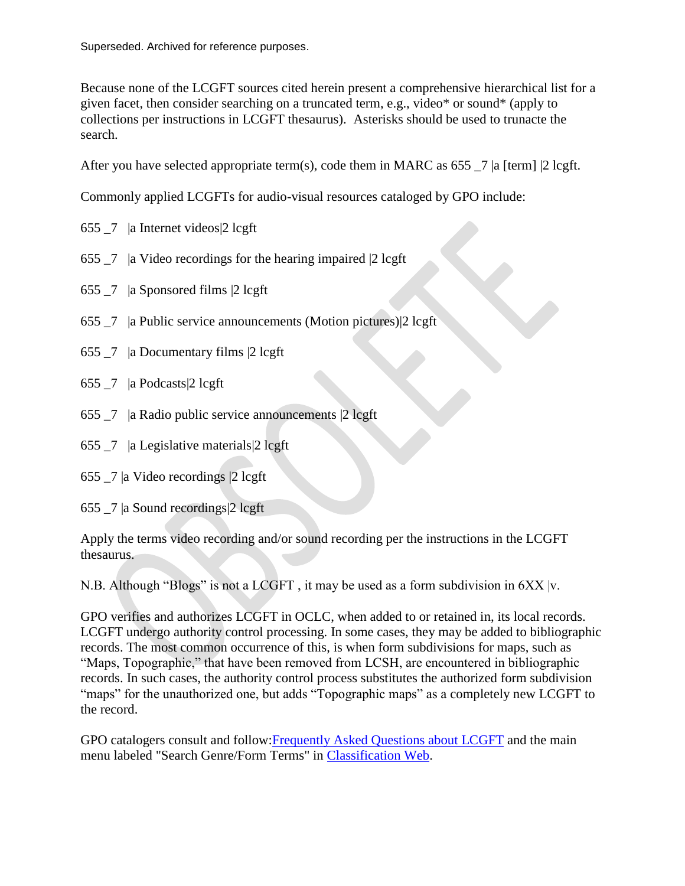Superseded. Archived for reference purposes.

Because none of the LCGFT sources cited herein present a comprehensive hierarchical list for a given facet, then consider searching on a truncated term, e.g., video* or sound* (apply to collections per instructions in LCGFT thesaurus). Asterisks should be used to trunacte the search.

After you have selected appropriate term(s), code them in MARC as 655 _7 |a [term] |2 lcgft.

Commonly applied LCGFTs for audio-visual resources cataloged by GPO include:

655 _7 |a Internet videos|2 lcgft

655 _7 |a Video recordings for the hearing impaired |2 lcgft

655 _7 |a Sponsored films |2 lcgft

655 _7 |a Public service announcements (Motion pictures)|2 lcgft

655 _7 |a Documentary films |2 lcgft

655 _7 |a Podcasts|2 lcgft

655 _7 |a Radio public service announcements |2 lcgft

655 _7 |a Legislative materials|2 lcgft

655 _7 |a Video recordings |2 lcgft

655 _7 |a Sound recordings|2 lcgft

Apply the terms video recording and/or sound recording per the instructions in the LCGFT thesaurus.

N.B. Although "Blogs" is not a LCGFT , it may be used as a form subdivision in 6XX |v.

GPO verifies and authorizes LCGFT in OCLC, when added to or retained in, its local records. LCGFT undergo authority control processing. In some cases, they may be added to bibliographic records. The most common occurrence of this, is when form subdivisions for maps, such as "Maps, Topographic," that have been removed from LCSH, are encountered in bibliographic records. In such cases, the authority control process substitutes the authorized form subdivision "maps" for the unauthorized one, but adds "Topographic maps" as a completely new LCGFT to the record.

GPO catalogers consult and follow:Frequently Asked Questions about LCGFT and the main menu labeled "Search Genre/Form Terms" in Classification Web.